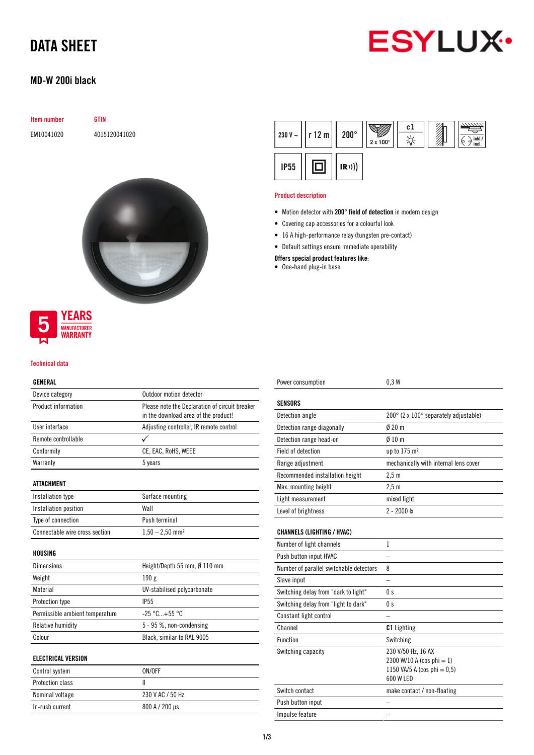# DATA SHEET

## MD-W 200i black

| Item number | GTIN |
|---|---|
| EM10041020 | 4015120041020 |

### Product description

- Motion detector with **200° field of detection** in modern design
- Covering cap accessories for a colourful look
- 16 A high-performance relay (tungsten pre-contact)
- Default settings ensure immediate operability

**Offers special product features like:**

- One-hand plug-in base

### Technical data

| GENERAL | |
|---|---|
| Device category | Outdoor motion detector |
| Product information | Please note the Declaration of circuit breaker in the download area of the product! |
| User interface | Adjusting controller, IR remote control |
| Remote controllable | ✓ |
| Conformity | CE, EAC, RoHS, WEEE |
| Warranty | 5 years |

| ATTACHMENT | |
|---|---|
| Installation type | Surface mounting |
| Installation position | Wall |
| Type of connection | Push terminal |
| Connectable wire cross section | 1,50 – 2,50 mm² |

| HOUSING | |
|---|---|
| Dimensions | Height/Depth 55 mm, Ø 110 mm |
| Weight | 190 g |
| Material | UV-stabilised polycarbonate |
| Protection type | IP55 |
| Permissible ambient temperature | -25 °C...+55 °C |
| Relative humidity | 5 - 95 %, non-condensing |
| Colour | Black, similar to RAL 9005 |

| ELECTRICAL VERSION | |
|---|---|
| Control system | ON/OFF |
| Protection class | II |
| Nominal voltage | 230 V AC / 50 Hz |
| In-rush current | 800 A / 200 µs |
| Power consumption | 0,3 W |

| SENSORS | |
|---|---|
| Detection angle | 200° (2 x 100° separately adjustable) |
| Detection range diagonally | Ø 20 m |
| Detection range head-on | Ø 10 m |
| Field of detection | up to 175 m² |
| Range adjustment | mechanically with internal lens cover |
| Recommended installation height | 2,5 m |
| Max. mounting height | 2,5 m |
| Light measurement | mixed light |
| Level of brightness | 2 - 2000 lx |

| CHANNELS (LIGHTING / HVAC) | |
|---|---|
| Number of light channels | 1 |
| Push button input HVAC | – |
| Number of parallel switchable detectors | 8 |
| Slave input | – |
| Switching delay from "dark to light" | 0 s |
| Switching delay from "light to dark" | 0 s |
| Constant light control | – |
| Channel | **C1** Lighting |
| Function | Switching |
| Switching capacity | 230 V/50 Hz, 16 AX<br>2300 W/10 A (cos phi = 1)<br>1150 VA/5 A (cos phi = 0,5)<br>600 W LED |
| Switch contact | make contact / non-floating |
| Push button input | – |
| Impulse feature | – |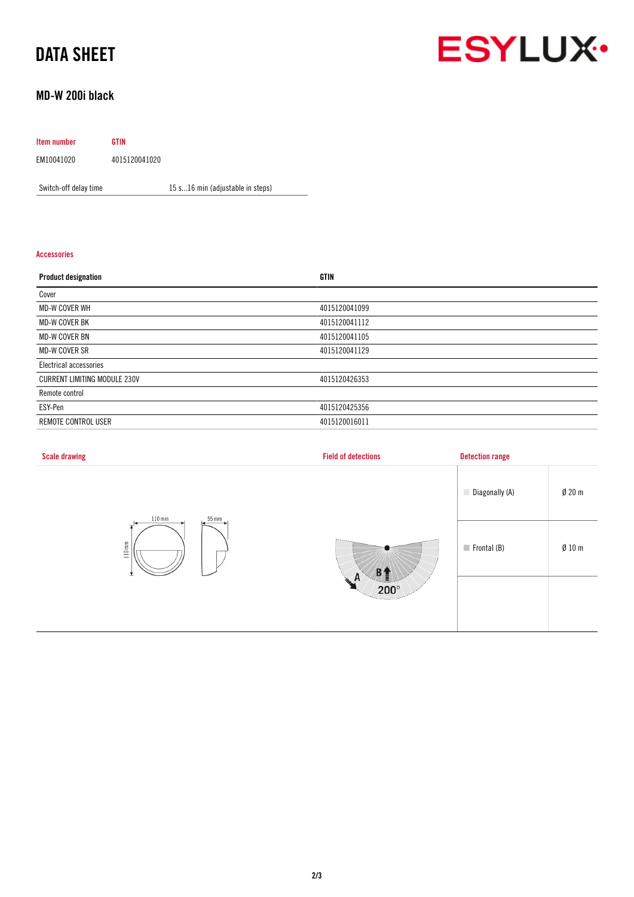# DATA SHEET

## MD-W 200i black

| Item number | GTIN |
|---|---|
| EM10041020 | 4015120041020 |

| | |
|---|---|
| Switch-off delay time | 15 s...16 min (adjustable in steps) |

### Accessories

| Product designation | GTIN |
|---|---|
| Cover | |
| MD-W COVER WH | 4015120041099 |
| MD-W COVER BK | 4015120041112 |
| MD-W COVER BN | 4015120041105 |
| MD-W COVER SR | 4015120041129 |
| Electrical accessories | |
| CURRENT LIMITING MODULE 230V | 4015120426353 |
| Remote control | |
| ESY-Pen | 4015120425356 |
| REMOTE CONTROL USER | 4015120016011 |

### Scale drawing

110 mm, 55 mm, 110 mm

### Field of detections

A, B, 200°

### Detection range

| | |
|---|---|
| Diagonally (A) | Ø 20 m |
| Frontal (B) | Ø 10 m |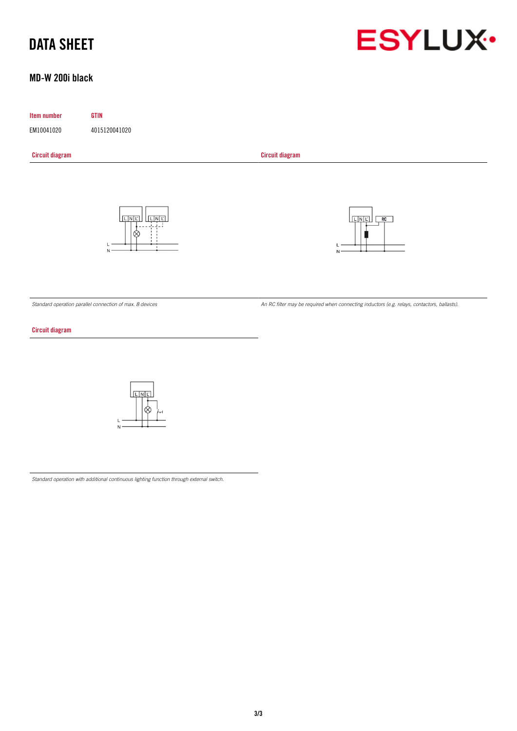# DATA SHEET

## MD-W 200i black

| Item number | GTIN |
| --- | --- |
| EM10041020 | 4015120041020 |

### Circuit diagram

L
N

*Standard operation parallel connection of max. 8 devices*

### Circuit diagram

RC
L
N

*An RC filter may be required when connecting inductors (e.g. relays, contactors, ballasts).*

### Circuit diagram

L
N

*Standard operation with additional continuous lighting function through external switch.*